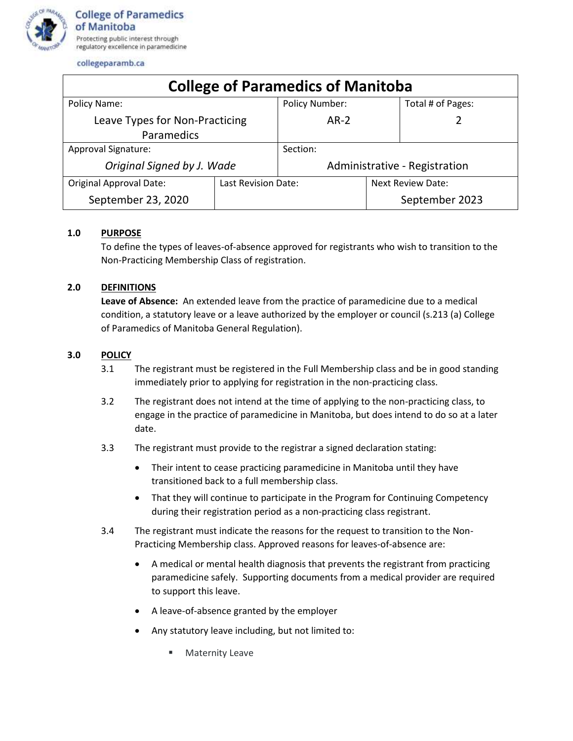College of Paramedics of Manitoba
Protecting public interest through regulatory excellence in paramedicine

collegeparamb.ca

| College of Paramedics of Manitoba | | | |
|---|---|---|---|
| Policy Name: Leave Types for Non-Practicing Paramedics | | Policy Number: AR-2 | Total # of Pages: 2 |
| Approval Signature: *Original Signed by J. Wade* | | Section: Administrative - Registration | |
| Original Approval Date: September 23, 2020 | Last Revision Date: | | Next Review Date: September 2023 |

## 1.0 PURPOSE

To define the types of leaves-of-absence approved for registrants who wish to transition to the Non-Practicing Membership Class of registration.

## 2.0 DEFINITIONS

**Leave of Absence:** An extended leave from the practice of paramedicine due to a medical condition, a statutory leave or a leave authorized by the employer or council (s.213 (a) College of Paramedics of Manitoba General Regulation).

## 3.0 POLICY

3.1 The registrant must be registered in the Full Membership class and be in good standing immediately prior to applying for registration in the non-practicing class.

3.2 The registrant does not intend at the time of applying to the non-practicing class, to engage in the practice of paramedicine in Manitoba, but does intend to do so at a later date.

3.3 The registrant must provide to the registrar a signed declaration stating:

- Their intent to cease practicing paramedicine in Manitoba until they have transitioned back to a full membership class.
- That they will continue to participate in the Program for Continuing Competency during their registration period as a non-practicing class registrant.

3.4 The registrant must indicate the reasons for the request to transition to the Non-Practicing Membership class. Approved reasons for leaves-of-absence are:

- A medical or mental health diagnosis that prevents the registrant from practicing paramedicine safely. Supporting documents from a medical provider are required to support this leave.
- A leave-of-absence granted by the employer
- Any statutory leave including, but not limited to:
    - Maternity Leave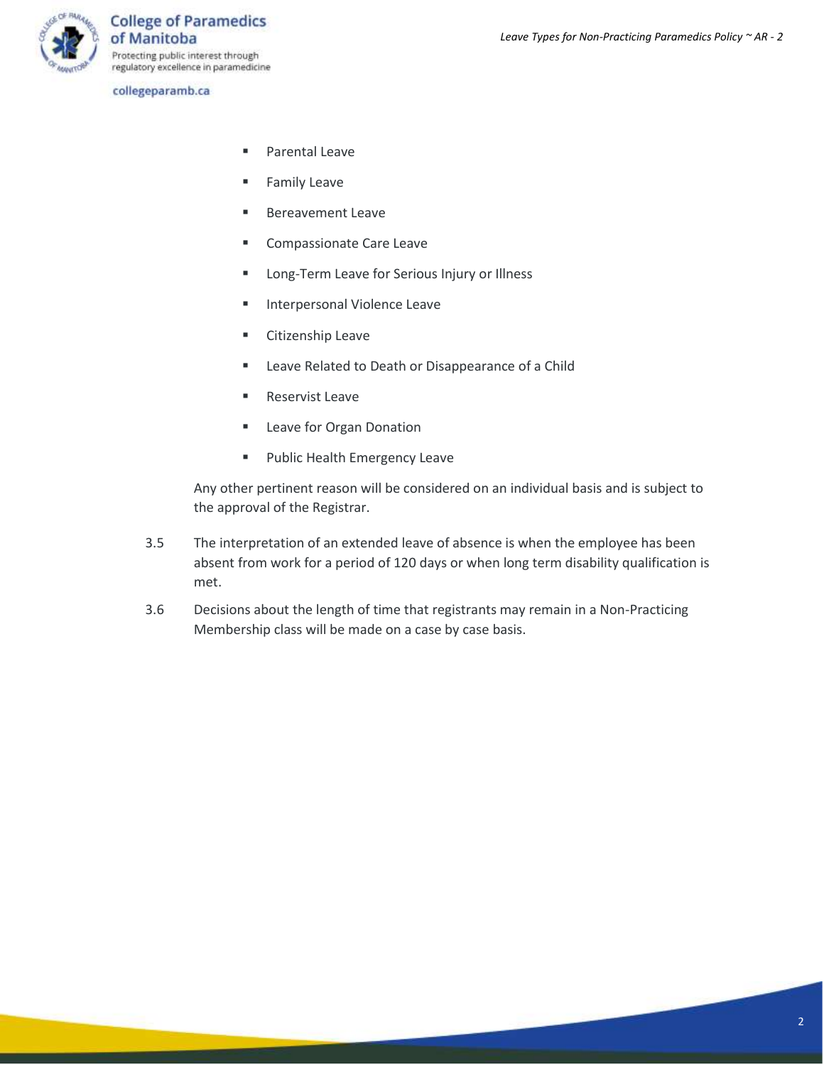- Parental Leave
- Family Leave
- Bereavement Leave
- Compassionate Care Leave
- Long-Term Leave for Serious Injury or Illness
- Interpersonal Violence Leave
- Citizenship Leave
- Leave Related to Death or Disappearance of a Child
- Reservist Leave
- Leave for Organ Donation
- Public Health Emergency Leave

Any other pertinent reason will be considered on an individual basis and is subject to the approval of the Registrar.

3.5 The interpretation of an extended leave of absence is when the employee has been absent from work for a period of 120 days or when long term disability qualification is met.

3.6 Decisions about the length of time that registrants may remain in a Non-Practicing Membership class will be made on a case by case basis.